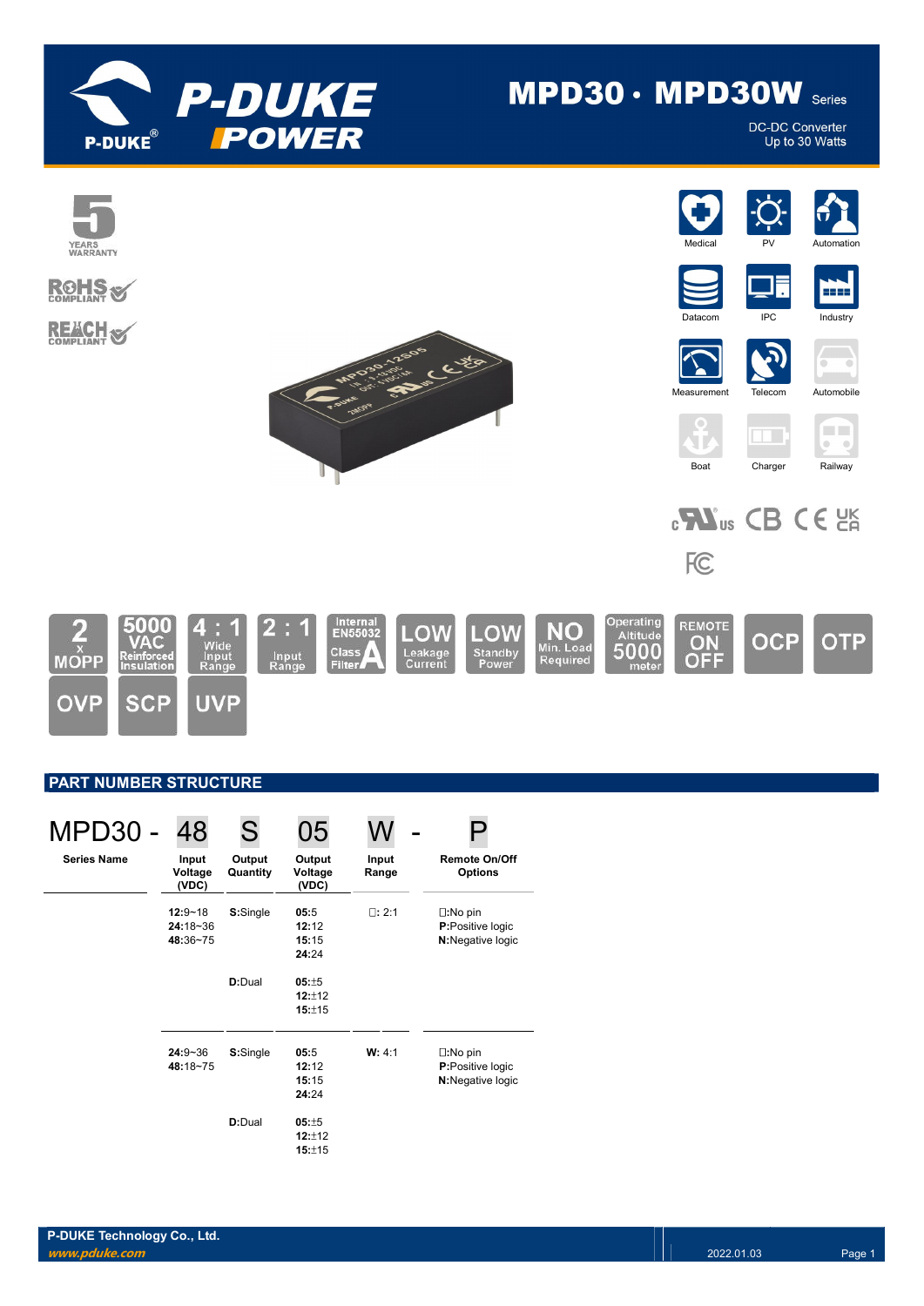# MPD30 · MPD30W Series

DC-DC Converter
Up to 30 Watts

5 YEARS WARRANTY

RoHS COMPLIANT

REACH COMPLIANT

Medical | PV | Automation | Datacom | IPC | Industry | Measurement | Telecom | Automobile | Boat | Charger | Railway

2 x MOPP | 5000 VAC Reinforced Insulation | 4 : 1 Wide Input Range | 2 : 1 Input Range | Internal EN55032 Class A Filter | LOW Leakage Current | LOW Standby Power | NO Min. Load Required | Operating Altitude 5000 meter | REMOTE ON OFF | OCP | OTP | OVP | SCP | UVP

## PART NUMBER STRUCTURE

MPD30 - 48 S 05 W - P

| Series Name | Input Voltage (VDC) | Output Quantity | Output Voltage (VDC) | Input Range | Remote On/Off Options |
|---|---|---|---|---|---|
| | **12:**9~18<br>**24:**18~36<br>**48:**36~75 | **S:**Single | **05:**5<br>**12:**12<br>**15:**15<br>**24:**24 | □: 2:1 | □:No pin<br>**P:**Positive logic<br>**N:**Negative logic |
| | | **D:**Dual | **05:**±5<br>**12:**±12<br>**15:**±15 | | |
| | **24:**9~36<br>**48:**18~75 | **S:**Single | **05:**5<br>**12:**12<br>**15:**15<br>**24:**24 | **W:** 4:1 | □:No pin<br>**P:**Positive logic<br>**N:**Negative logic |
| | | **D:**Dual | **05:**±5<br>**12:**±12<br>**15:**±15 | | |

P-DUKE Technology Co., Ltd.
www.pduke.com

2022.01.03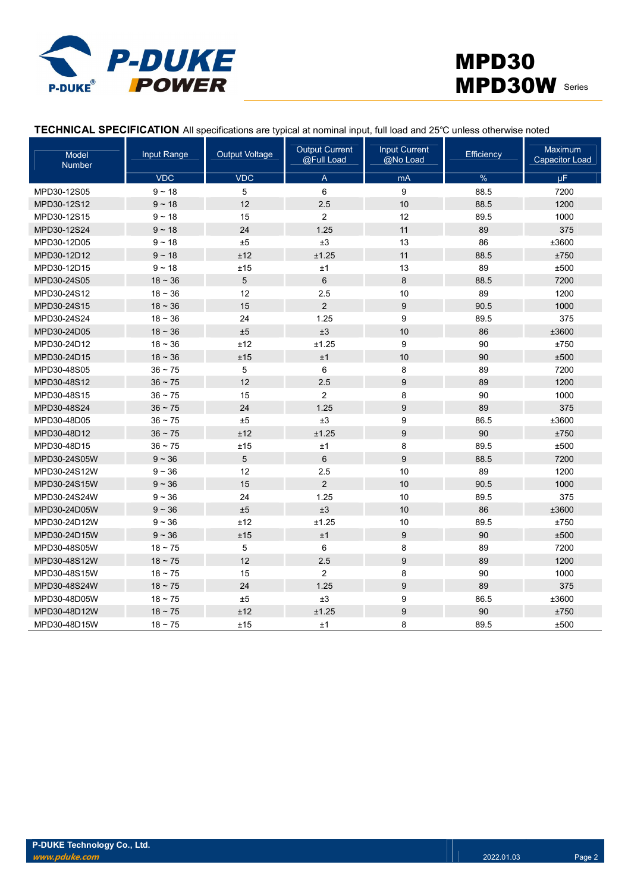**TECHNICAL SPECIFICATION** All specifications are typical at nominal input, full load and 25℃ unless otherwise noted

| Model Number | Input Range | Output Voltage | Output Current @Full Load | Input Current @No Load | Efficiency | Maximum Capacitor Load |
|---|---|---|---|---|---|---|
| | VDC | VDC | A | mA | % | µF |
| MPD30-12S05 | 9 ~ 18 | 5 | 6 | 9 | 88.5 | 7200 |
| MPD30-12S12 | 9 ~ 18 | 12 | 2.5 | 10 | 88.5 | 1200 |
| MPD30-12S15 | 9 ~ 18 | 15 | 2 | 12 | 89.5 | 1000 |
| MPD30-12S24 | 9 ~ 18 | 24 | 1.25 | 11 | 89 | 375 |
| MPD30-12D05 | 9 ~ 18 | ±5 | ±3 | 13 | 86 | ±3600 |
| MPD30-12D12 | 9 ~ 18 | ±12 | ±1.25 | 11 | 88.5 | ±750 |
| MPD30-12D15 | 9 ~ 18 | ±15 | ±1 | 13 | 89 | ±500 |
| MPD30-24S05 | 18 ~ 36 | 5 | 6 | 8 | 88.5 | 7200 |
| MPD30-24S12 | 18 ~ 36 | 12 | 2.5 | 10 | 89 | 1200 |
| MPD30-24S15 | 18 ~ 36 | 15 | 2 | 9 | 90.5 | 1000 |
| MPD30-24S24 | 18 ~ 36 | 24 | 1.25 | 9 | 89.5 | 375 |
| MPD30-24D05 | 18 ~ 36 | ±5 | ±3 | 10 | 86 | ±3600 |
| MPD30-24D12 | 18 ~ 36 | ±12 | ±1.25 | 9 | 90 | ±750 |
| MPD30-24D15 | 18 ~ 36 | ±15 | ±1 | 10 | 90 | ±500 |
| MPD30-48S05 | 36 ~ 75 | 5 | 6 | 8 | 89 | 7200 |
| MPD30-48S12 | 36 ~ 75 | 12 | 2.5 | 9 | 89 | 1200 |
| MPD30-48S15 | 36 ~ 75 | 15 | 2 | 8 | 90 | 1000 |
| MPD30-48S24 | 36 ~ 75 | 24 | 1.25 | 9 | 89 | 375 |
| MPD30-48D05 | 36 ~ 75 | ±5 | ±3 | 9 | 86.5 | ±3600 |
| MPD30-48D12 | 36 ~ 75 | ±12 | ±1.25 | 9 | 90 | ±750 |
| MPD30-48D15 | 36 ~ 75 | ±15 | ±1 | 8 | 89.5 | ±500 |
| MPD30-24S05W | 9 ~ 36 | 5 | 6 | 9 | 88.5 | 7200 |
| MPD30-24S12W | 9 ~ 36 | 12 | 2.5 | 10 | 89 | 1200 |
| MPD30-24S15W | 9 ~ 36 | 15 | 2 | 10 | 90.5 | 1000 |
| MPD30-24S24W | 9 ~ 36 | 24 | 1.25 | 10 | 89.5 | 375 |
| MPD30-24D05W | 9 ~ 36 | ±5 | ±3 | 10 | 86 | ±3600 |
| MPD30-24D12W | 9 ~ 36 | ±12 | ±1.25 | 10 | 89.5 | ±750 |
| MPD30-24D15W | 9 ~ 36 | ±15 | ±1 | 9 | 90 | ±500 |
| MPD30-48S05W | 18 ~ 75 | 5 | 6 | 8 | 89 | 7200 |
| MPD30-48S12W | 18 ~ 75 | 12 | 2.5 | 9 | 89 | 1200 |
| MPD30-48S15W | 18 ~ 75 | 15 | 2 | 8 | 90 | 1000 |
| MPD30-48S24W | 18 ~ 75 | 24 | 1.25 | 9 | 89 | 375 |
| MPD30-48D05W | 18 ~ 75 | ±5 | ±3 | 9 | 86.5 | ±3600 |
| MPD30-48D12W | 18 ~ 75 | ±12 | ±1.25 | 9 | 90 | ±750 |
| MPD30-48D15W | 18 ~ 75 | ±15 | ±1 | 8 | 89.5 | ±500 |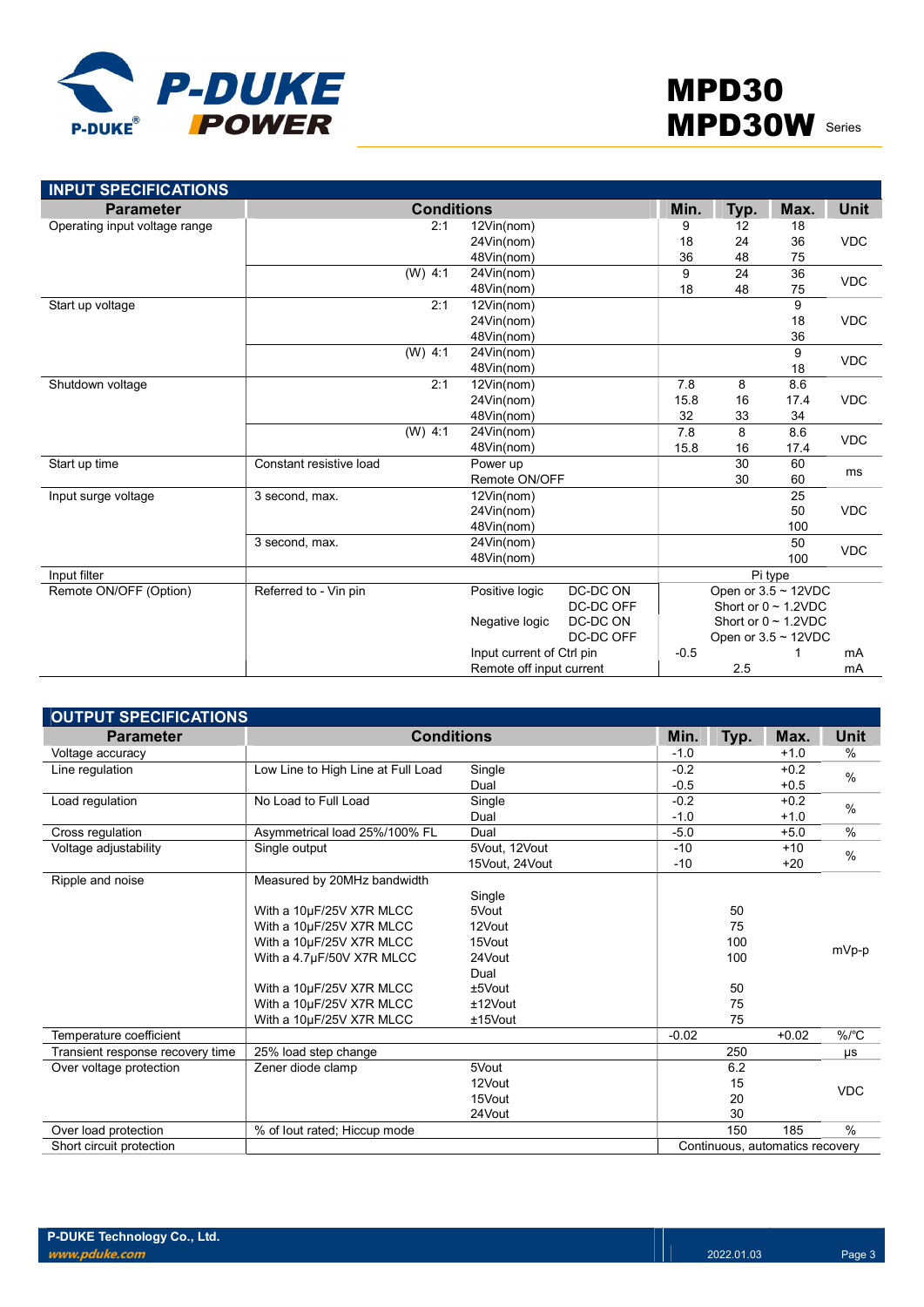## INPUT SPECIFICATIONS

| Parameter | Conditions | | | Min. | Typ. | Max. | Unit |
|---|---|---|---|---|---|---|---|
| Operating input voltage range | 2:1 | 12Vin(nom) | | 9 | 12 | 18 | VDC |
| | | 24Vin(nom) | | 18 | 24 | 36 | |
| | | 48Vin(nom) | | 36 | 48 | 75 | |
| | (W) 4:1 | 24Vin(nom) | | 9 | 24 | 36 | VDC |
| | | 48Vin(nom) | | 18 | 48 | 75 | |
| Start up voltage | 2:1 | 12Vin(nom) | | | | 9 | VDC |
| | | 24Vin(nom) | | | | 18 | |
| | | 48Vin(nom) | | | | 36 | |
| | (W) 4:1 | 24Vin(nom) | | | | 9 | VDC |
| | | 48Vin(nom) | | | | 18 | |
| Shutdown voltage | 2:1 | 12Vin(nom) | | 7.8 | 8 | 8.6 | VDC |
| | | 24Vin(nom) | | 15.8 | 16 | 17.4 | |
| | | 48Vin(nom) | | 32 | 33 | 34 | |
| | (W) 4:1 | 24Vin(nom) | | 7.8 | 8 | 8.6 | VDC |
| | | 48Vin(nom) | | 15.8 | 16 | 17.4 | |
| Start up time | Constant resistive load | Power up | | | 30 | 60 | ms |
| | | Remote ON/OFF | | | 30 | 60 | |
| Input surge voltage | 3 second, max. | 12Vin(nom) | | | | 25 | VDC |
| | | 24Vin(nom) | | | | 50 | |
| | | 48Vin(nom) | | | | 100 | |
| | 3 second, max. | 24Vin(nom) | | | | 50 | VDC |
| | | 48Vin(nom) | | | | 100 | |
| Input filter | | | | Pi type | | | |
| Remote ON/OFF (Option) | Referred to - Vin pin | Positive logic | DC-DC ON | Open or 3.5 ~ 12VDC | | | |
| | | | DC-DC OFF | Short or 0 ~ 1.2VDC | | | |
| | | Negative logic | DC-DC ON | Short or 0 ~ 1.2VDC | | | |
| | | | DC-DC OFF | Open or 3.5 ~ 12VDC | | | |
| | | Input current of Ctrl pin | | -0.5 | | 1 | mA |
| | | Remote off input current | | | 2.5 | | mA |

## OUTPUT SPECIFICATIONS

| Parameter | Conditions | | Min. | Typ. | Max. | Unit |
|---|---|---|---|---|---|---|
| Voltage accuracy | | | -1.0 | | +1.0 | % |
| Line regulation | Low Line to High Line at Full Load | Single | -0.2 | | +0.2 | % |
| | | Dual | -0.5 | | +0.5 | |
| Load regulation | No Load to Full Load | Single | -0.2 | | +0.2 | % |
| | | Dual | -1.0 | | +1.0 | |
| Cross regulation | Asymmetrical load 25%/100% FL | Dual | -5.0 | | +5.0 | % |
| Voltage adjustability | Single output | 5Vout, 12Vout | -10 | | +10 | % |
| | | 15Vout, 24Vout | -10 | | +20 | |
| Ripple and noise | Measured by 20MHz bandwidth | | | | | mVp-p |
| | | Single | | | | |
| | With a 10μF/25V X7R MLCC | 5Vout | | 50 | | |
| | With a 10μF/25V X7R MLCC | 12Vout | | 75 | | |
| | With a 10μF/25V X7R MLCC | 15Vout | | 100 | | |
| | With a 4.7μF/50V X7R MLCC | 24Vout | | 100 | | |
| | | Dual | | | | |
| | With a 10μF/25V X7R MLCC | ±5Vout | | 50 | | |
| | With a 10μF/25V X7R MLCC | ±12Vout | | 75 | | |
| | With a 10μF/25V X7R MLCC | ±15Vout | | 75 | | |
| Temperature coefficient | | | -0.02 | | +0.02 | %/°C |
| Transient response recovery time | 25% load step change | | | 250 | | μs |
| Over voltage protection | Zener diode clamp | 5Vout | | 6.2 | | VDC |
| | | 12Vout | | 15 | | |
| | | 15Vout | | 20 | | |
| | | 24Vout | | 30 | | |
| Over load protection | % of Iout rated; Hiccup mode | | | 150 | 185 | % |
| Short circuit protection | | | Continuous, automatics recovery | | | |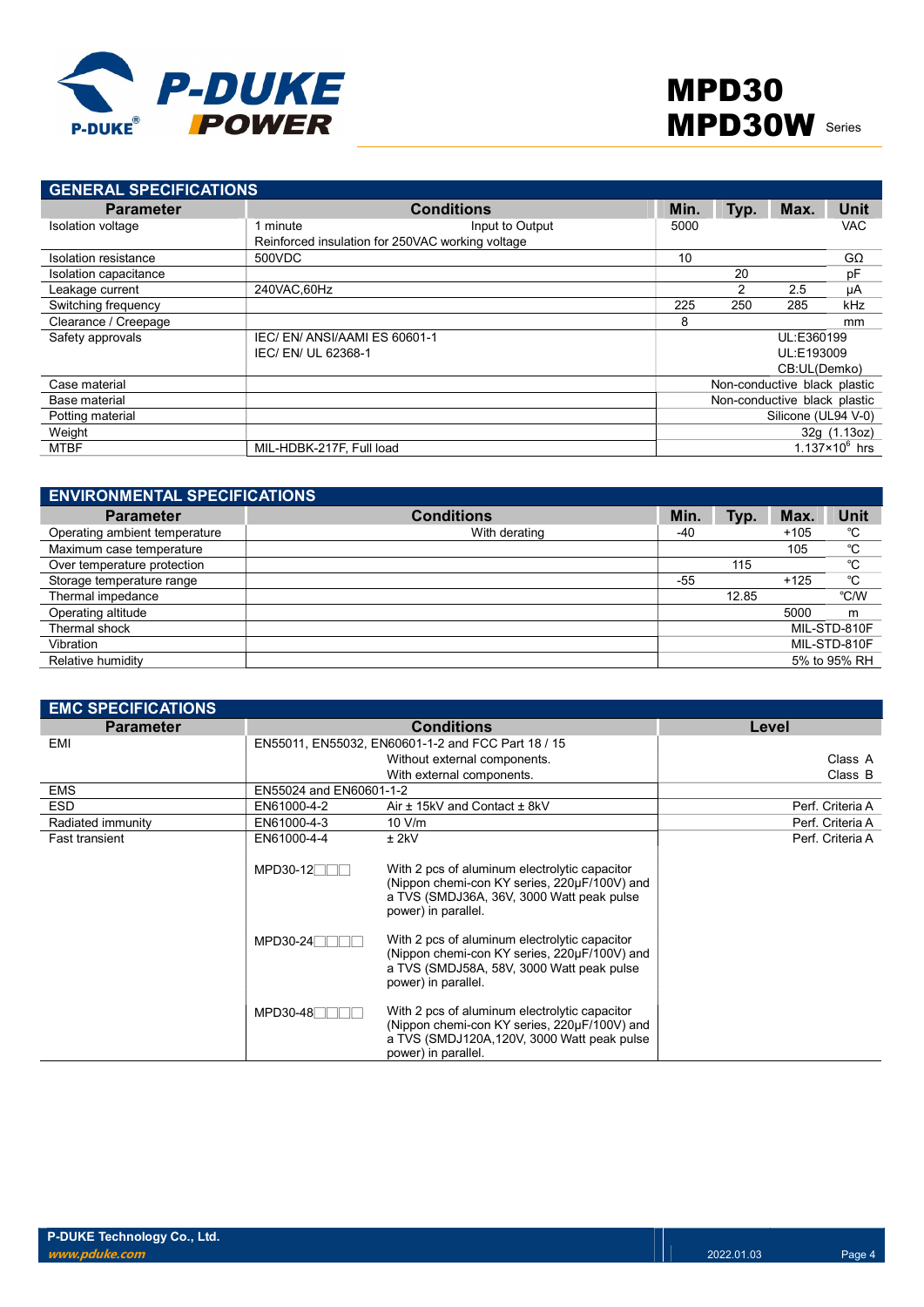## GENERAL SPECIFICATIONS

| Parameter | Conditions | Min. | Typ. | Max. | Unit |
|---|---|---|---|---|---|
| Isolation voltage | 1 minute Input to Output<br>Reinforced insulation for 250VAC working voltage | 5000 | | | VAC |
| Isolation resistance | 500VDC | 10 | | | GΩ |
| Isolation capacitance | | | 20 | | pF |
| Leakage current | 240VAC,60Hz | | 2 | 2.5 | μA |
| Switching frequency | | 225 | 250 | 285 | kHz |
| Clearance / Creepage | | 8 | | | mm |
| Safety approvals | IEC/ EN/ ANSI/AAMI ES 60601-1<br>IEC/ EN/ UL 62368-1 | | | | UL:E360199<br>UL:E193009<br>CB:UL(Demko) |
| Case material | | | | | Non-conductive black plastic |
| Base material | | | | | Non-conductive black plastic |
| Potting material | | | | | Silicone (UL94 V-0) |
| Weight | | | | | 32g (1.13oz) |
| MTBF | MIL-HDBK-217F, Full load | | | | $1.137\times10^{6}$ hrs |

## ENVIRONMENTAL SPECIFICATIONS

| Parameter | Conditions | Min. | Typ. | Max. | Unit |
|---|---|---|---|---|---|
| Operating ambient temperature | With derating | -40 | | +105 | ℃ |
| Maximum case temperature | | | | 105 | ℃ |
| Over temperature protection | | | 115 | | ℃ |
| Storage temperature range | | -55 | | +125 | ℃ |
| Thermal impedance | | | 12.85 | | ℃/W |
| Operating altitude | | | | 5000 | m |
| Thermal shock | | | | | MIL-STD-810F |
| Vibration | | | | | MIL-STD-810F |
| Relative humidity | | | | | 5% to 95% RH |

## EMC SPECIFICATIONS

| Parameter | Conditions | | Level |
|---|---|---|---|
| EMI | EN55011, EN55032, EN60601-1-2 and FCC Part 18 / 15 | | |
| | | Without external components. | Class A |
| | | With external components. | Class B |
| EMS | EN55024 and EN60601-1-2 | | |
| ESD | EN61000-4-2 | Air ± 15kV and Contact ± 8kV | Perf. Criteria A |
| Radiated immunity | EN61000-4-3 | 10 V/m | Perf. Criteria A |
| Fast transient | EN61000-4-4 | ± 2kV | Perf. Criteria A |
| | MPD30-12□□□ | With 2 pcs of aluminum electrolytic capacitor (Nippon chemi-con KY series, 220μF/100V) and a TVS (SMDJ36A, 36V, 3000 Watt peak pulse power) in parallel. | |
| | MPD30-24□□□□ | With 2 pcs of aluminum electrolytic capacitor (Nippon chemi-con KY series, 220μF/100V) and a TVS (SMDJ58A, 58V, 3000 Watt peak pulse power) in parallel. | |
| | MPD30-48□□□□ | With 2 pcs of aluminum electrolytic capacitor (Nippon chemi-con KY series, 220μF/100V) and a TVS (SMDJ120A,120V, 3000 Watt peak pulse power) in parallel. | |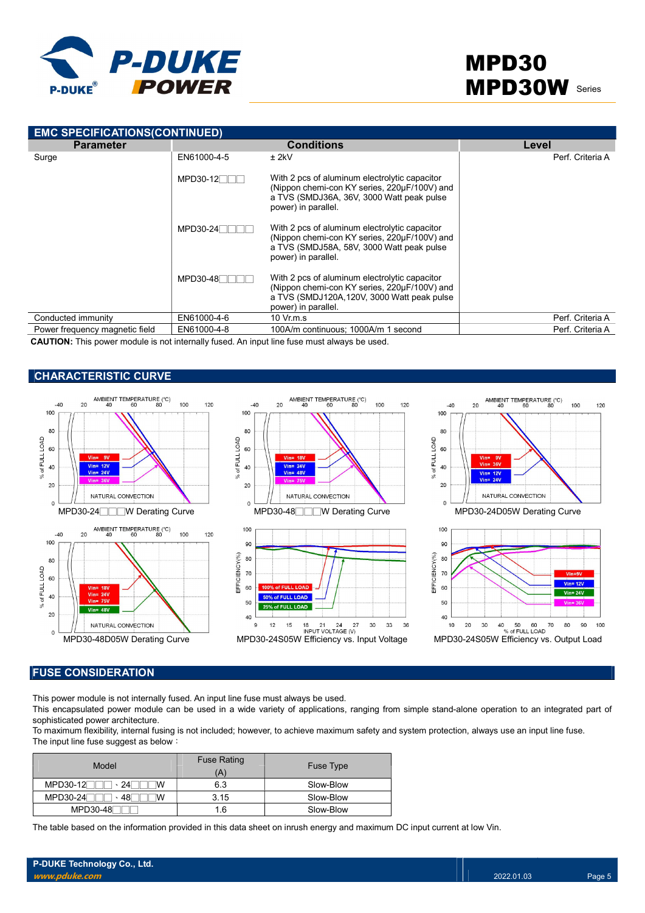## EMC SPECIFICATIONS(CONTINUED)

| Parameter | Conditions | | Level |
|---|---|---|---|
| Surge | EN61000-4-5 | ± 2kV | Perf. Criteria A |
| | MPD30-12□□□ | With 2 pcs of aluminum electrolytic capacitor (Nippon chemi-con KY series, 220µF/100V) and a TVS (SMDJ36A, 36V, 3000 Watt peak pulse power) in parallel. | |
| | MPD30-24□□□□ | With 2 pcs of aluminum electrolytic capacitor (Nippon chemi-con KY series, 220µF/100V) and a TVS (SMDJ58A, 58V, 3000 Watt peak pulse power) in parallel. | |
| | MPD30-48□□□□ | With 2 pcs of aluminum electrolytic capacitor (Nippon chemi-con KY series, 220µF/100V) and a TVS (SMDJ120A,120V, 3000 Watt peak pulse power) in parallel. | |
| Conducted immunity | EN61000-4-6 | 10 Vr.m.s | Perf. Criteria A |
| Power frequency magnetic field | EN61000-4-8 | 100A/m continuous; 1000A/m 1 second | Perf. Criteria A |

**CAUTION:** This power module is not internally fused. An input line fuse must always be used.

## CHARACTERISTIC CURVE

MPD30-24□□□W Derating Curve

MPD30-48□□□W Derating Curve

MPD30-24D05W Derating Curve

MPD30-48D05W Derating Curve

MPD30-24S05W Efficiency vs. Input Voltage

MPD30-24S05W Efficiency vs. Output Load

## FUSE CONSIDERATION

This power module is not internally fused. An input line fuse must always be used.
This encapsulated power module can be used in a wide variety of applications, ranging from simple stand-alone operation to an integrated part of sophisticated power architecture.
To maximum flexibility, internal fusing is not included; however, to achieve maximum safety and system protection, always use an input line fuse.
The input line fuse suggest as below：

| Model | Fuse Rating (A) | Fuse Type |
|---|---|---|
| MPD30-12□□□、24□□□W | 6.3 | Slow-Blow |
| MPD30-24□□□、48□□□W | 3.15 | Slow-Blow |
| MPD30-48□□□ | 1.6 | Slow-Blow |

The table based on the information provided in this data sheet on inrush energy and maximum DC input current at low Vin.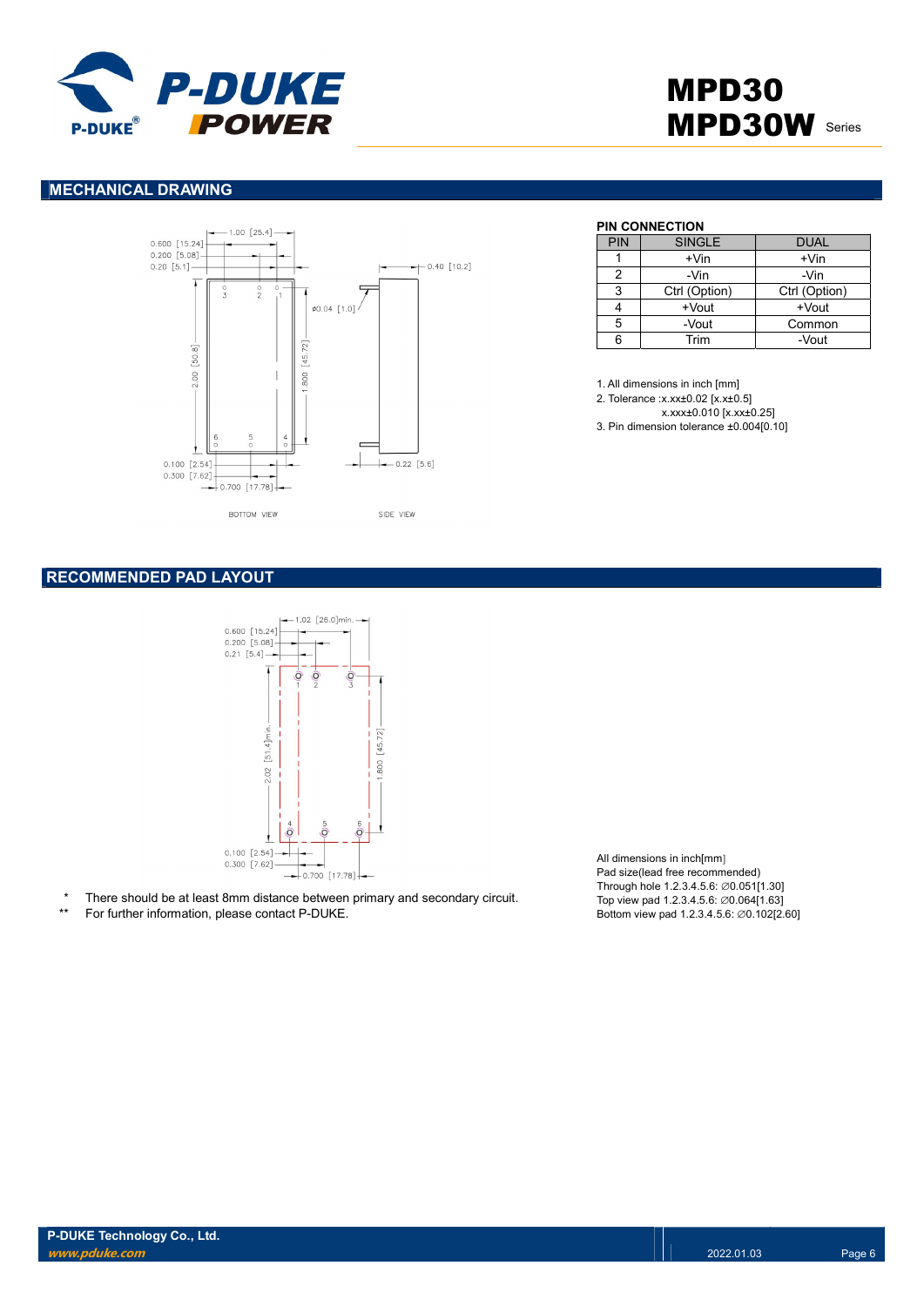## MECHANICAL DRAWING

**PIN CONNECTION**

| PIN | SINGLE | DUAL |
|---|---|---|
| 1 | +Vin | +Vin |
| 2 | -Vin | -Vin |
| 3 | Ctrl (Option) | Ctrl (Option) |
| 4 | +Vout | +Vout |
| 5 | -Vout | Common |
| 6 | Trim | -Vout |

1. All dimensions in inch [mm]
2. Tolerance :x.xx±0.02 [x.x±0.5]
   x.xxx±0.010 [x.xx±0.25]
3. Pin dimension tolerance ±0.004[0.10]

## RECOMMENDED PAD LAYOUT

\* There should be at least 8mm distance between primary and secondary circuit.

\*\* For further information, please contact P-DUKE.

All dimensions in inch[mm]
Pad size(lead free recommended)
Through hole 1.2.3.4.5.6: ∅0.051[1.30]
Top view pad 1.2.3.4.5.6: ∅0.064[1.63]
Bottom view pad 1.2.3.4.5.6: ∅0.102[2.60]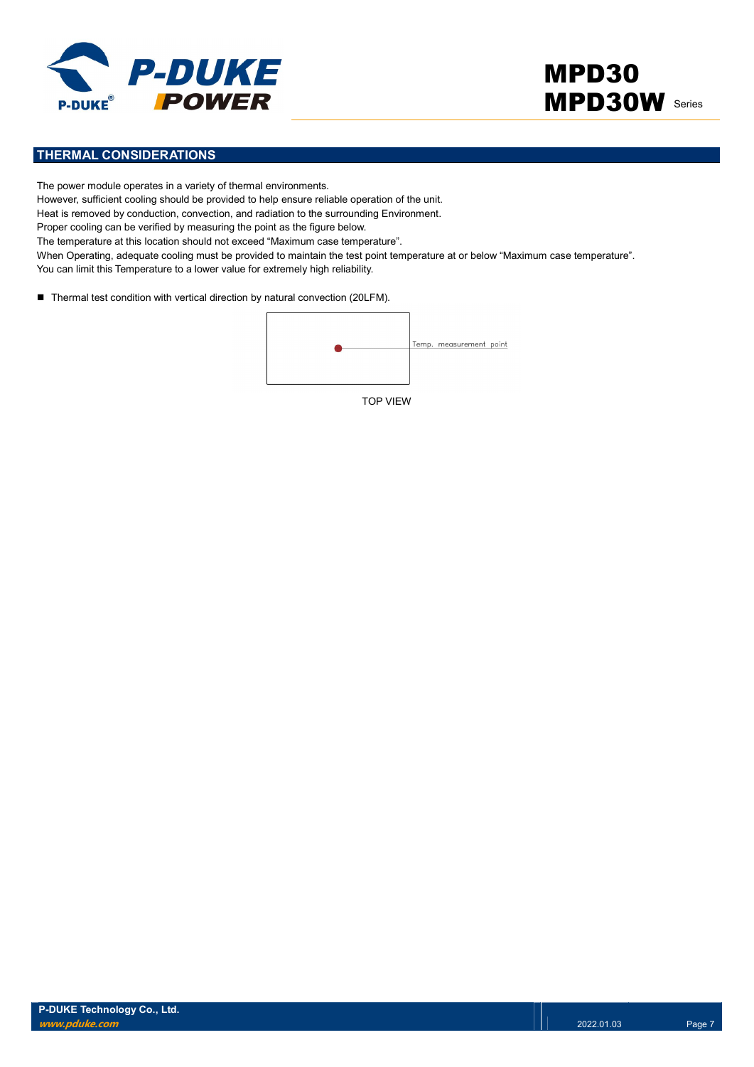## THERMAL CONSIDERATIONS

The power module operates in a variety of thermal environments.
However, sufficient cooling should be provided to help ensure reliable operation of the unit.
Heat is removed by conduction, convection, and radiation to the surrounding Environment.
Proper cooling can be verified by measuring the point as the figure below.
The temperature at this location should not exceed "Maximum case temperature".
When Operating, adequate cooling must be provided to maintain the test point temperature at or below "Maximum case temperature".
You can limit this Temperature to a lower value for extremely high reliability.

- Thermal test condition with vertical direction by natural convection (20LFM).

Temp. measurement point

TOP VIEW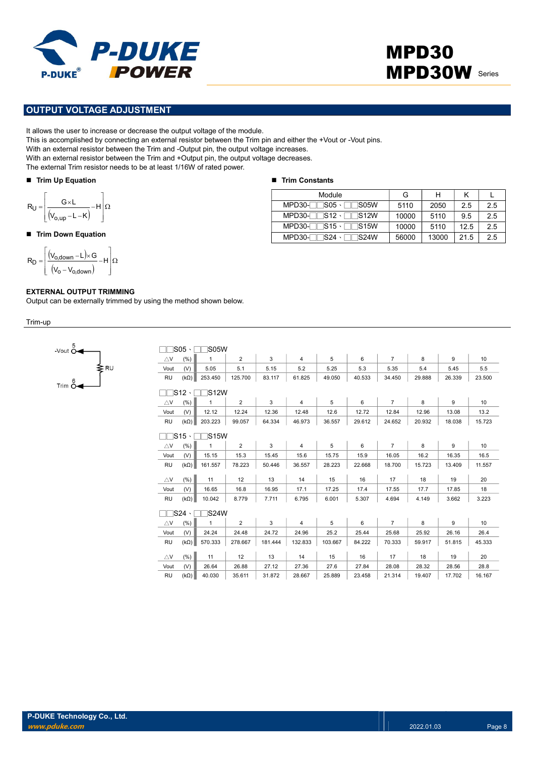## OUTPUT VOLTAGE ADJUSTMENT

It allows the user to increase or decrease the output voltage of the module.
This is accomplished by connecting an external resistor between the Trim pin and either the +Vout or -Vout pins.
With an external resistor between the Trim and -Output pin, the output voltage increases.
With an external resistor between the Trim and +Output pin, the output voltage decreases.
The external Trim resistor needs to be at least 1/16W of rated power.

■ **Trim Up Equation**

$$R_U = \left[\frac{G \times L}{(V_{o,up} - L - K)} - H\right]\Omega$$

■ **Trim Down Equation**

$$R_D = \left[\frac{(V_{o,down} - L) \times G}{(V_o - V_{o,down})} - H\right]\Omega$$

■ **Trim Constants**

| Module | G | H | K | L |
|---|---|---|---|---|
| MPD30-□□S05、□□S05W | 5110 | 2050 | 2.5 | 2.5 |
| MPD30-□□S12、□□S12W | 10000 | 5110 | 9.5 | 2.5 |
| MPD30-□□S15、□□S15W | 10000 | 5110 | 12.5 | 2.5 |
| MPD30-□□S24、□□S24W | 56000 | 13000 | 21.5 | 2.5 |

**EXTERNAL OUTPUT TRIMMING**
Output can be externally trimmed by using the method shown below.

Trim-up

-Vout 5 — RU — Trim 6

□□S05、□□S05W

| △V (%) | 1 | 2 | 3 | 4 | 5 | 6 | 7 | 8 | 9 | 10 |
|---|---|---|---|---|---|---|---|---|---|---|
| Vout (V) | 5.05 | 5.1 | 5.15 | 5.2 | 5.25 | 5.3 | 5.35 | 5.4 | 5.45 | 5.5 |
| RU (kΩ) | 253.450 | 125.700 | 83.117 | 61.825 | 49.050 | 40.533 | 34.450 | 29.888 | 26.339 | 23.500 |

□□S12、□□S12W

| △V (%) | 1 | 2 | 3 | 4 | 5 | 6 | 7 | 8 | 9 | 10 |
|---|---|---|---|---|---|---|---|---|---|---|
| Vout (V) | 12.12 | 12.24 | 12.36 | 12.48 | 12.6 | 12.72 | 12.84 | 12.96 | 13.08 | 13.2 |
| RU (kΩ) | 203.223 | 99.057 | 64.334 | 46.973 | 36.557 | 29.612 | 24.652 | 20.932 | 18.038 | 15.723 |

□□S15、□□S15W

| △V (%) | 1 | 2 | 3 | 4 | 5 | 6 | 7 | 8 | 9 | 10 |
|---|---|---|---|---|---|---|---|---|---|---|
| Vout (V) | 15.15 | 15.3 | 15.45 | 15.6 | 15.75 | 15.9 | 16.05 | 16.2 | 16.35 | 16.5 |
| RU (kΩ) | 161.557 | 78.223 | 50.446 | 36.557 | 28.223 | 22.668 | 18.700 | 15.723 | 13.409 | 11.557 |
| △V (%) | 11 | 12 | 13 | 14 | 15 | 16 | 17 | 18 | 19 | 20 |
| Vout (V) | 16.65 | 16.8 | 16.95 | 17.1 | 17.25 | 17.4 | 17.55 | 17.7 | 17.85 | 18 |
| RU (kΩ) | 10.042 | 8.779 | 7.711 | 6.795 | 6.001 | 5.307 | 4.694 | 4.149 | 3.662 | 3.223 |

□□S24、□□S24W

| △V (%) | 1 | 2 | 3 | 4 | 5 | 6 | 7 | 8 | 9 | 10 |
|---|---|---|---|---|---|---|---|---|---|---|
| Vout (V) | 24.24 | 24.48 | 24.72 | 24.96 | 25.2 | 25.44 | 25.68 | 25.92 | 26.16 | 26.4 |
| RU (kΩ) | 570.333 | 278.667 | 181.444 | 132.833 | 103.667 | 84.222 | 70.333 | 59.917 | 51.815 | 45.333 |
| △V (%) | 11 | 12 | 13 | 14 | 15 | 16 | 17 | 18 | 19 | 20 |
| Vout (V) | 26.64 | 26.88 | 27.12 | 27.36 | 27.6 | 27.84 | 28.08 | 28.32 | 28.56 | 28.8 |
| RU (kΩ) | 40.030 | 35.611 | 31.872 | 28.667 | 25.889 | 23.458 | 21.314 | 19.407 | 17.702 | 16.167 |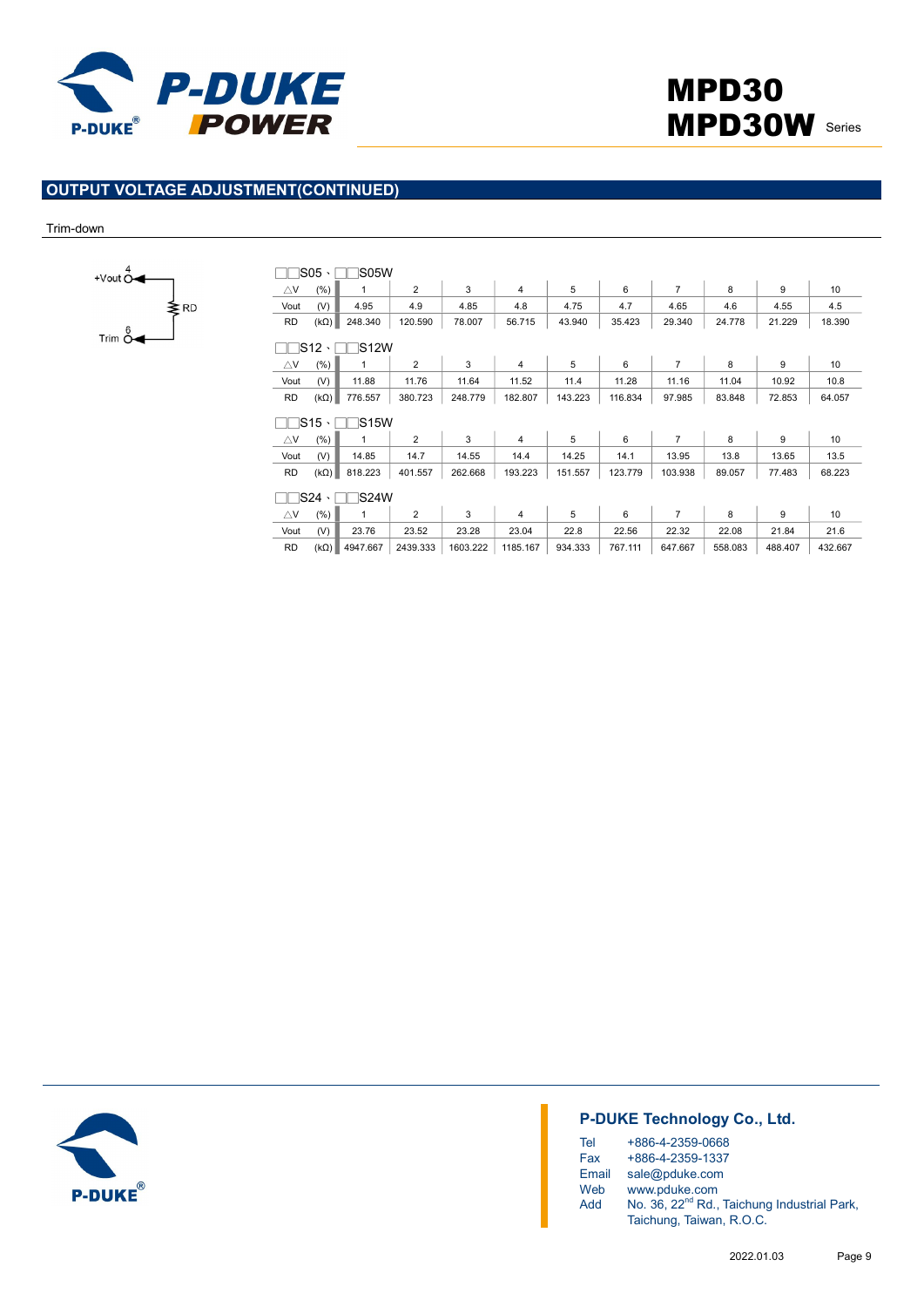## OUTPUT VOLTAGE ADJUSTMENT(CONTINUED)

Trim-down

+Vout 4

RD

Trim 6

□□S05、□□S05W

| △V | (%) | 1 | 2 | 3 | 4 | 5 | 6 | 7 | 8 | 9 | 10 |
|---|---|---|---|---|---|---|---|---|---|---|---|
| Vout | (V) | 4.95 | 4.9 | 4.85 | 4.8 | 4.75 | 4.7 | 4.65 | 4.6 | 4.55 | 4.5 |
| RD | (kΩ) | 248.340 | 120.590 | 78.007 | 56.715 | 43.940 | 35.423 | 29.340 | 24.778 | 21.229 | 18.390 |

□□S12、□□S12W

| △V | (%) | 1 | 2 | 3 | 4 | 5 | 6 | 7 | 8 | 9 | 10 |
|---|---|---|---|---|---|---|---|---|---|---|---|
| Vout | (V) | 11.88 | 11.76 | 11.64 | 11.52 | 11.4 | 11.28 | 11.16 | 11.04 | 10.92 | 10.8 |
| RD | (kΩ) | 776.557 | 380.723 | 248.779 | 182.807 | 143.223 | 116.834 | 97.985 | 83.848 | 72.853 | 64.057 |

□□S15、□□S15W

| △V | (%) | 1 | 2 | 3 | 4 | 5 | 6 | 7 | 8 | 9 | 10 |
|---|---|---|---|---|---|---|---|---|---|---|---|
| Vout | (V) | 14.85 | 14.7 | 14.55 | 14.4 | 14.25 | 14.1 | 13.95 | 13.8 | 13.65 | 13.5 |
| RD | (kΩ) | 818.223 | 401.557 | 262.668 | 193.223 | 151.557 | 123.779 | 103.938 | 89.057 | 77.483 | 68.223 |

□□S24、□□S24W

| △V | (%) | 1 | 2 | 3 | 4 | 5 | 6 | 7 | 8 | 9 | 10 |
|---|---|---|---|---|---|---|---|---|---|---|---|
| Vout | (V) | 23.76 | 23.52 | 23.28 | 23.04 | 22.8 | 22.56 | 22.32 | 22.08 | 21.84 | 21.6 |
| RD | (kΩ) | 4947.667 | 2439.333 | 1603.222 | 1185.167 | 934.333 | 767.111 | 647.667 | 558.083 | 488.407 | 432.667 |

### P-DUKE Technology Co., Ltd.

Tel +886-4-2359-0668
Fax +886-4-2359-1337
Email sale@pduke.com
Web www.pduke.com
Add No. 36, 22nd Rd., Taichung Industrial Park, Taichung, Taiwan, R.O.C.

2022.01.03